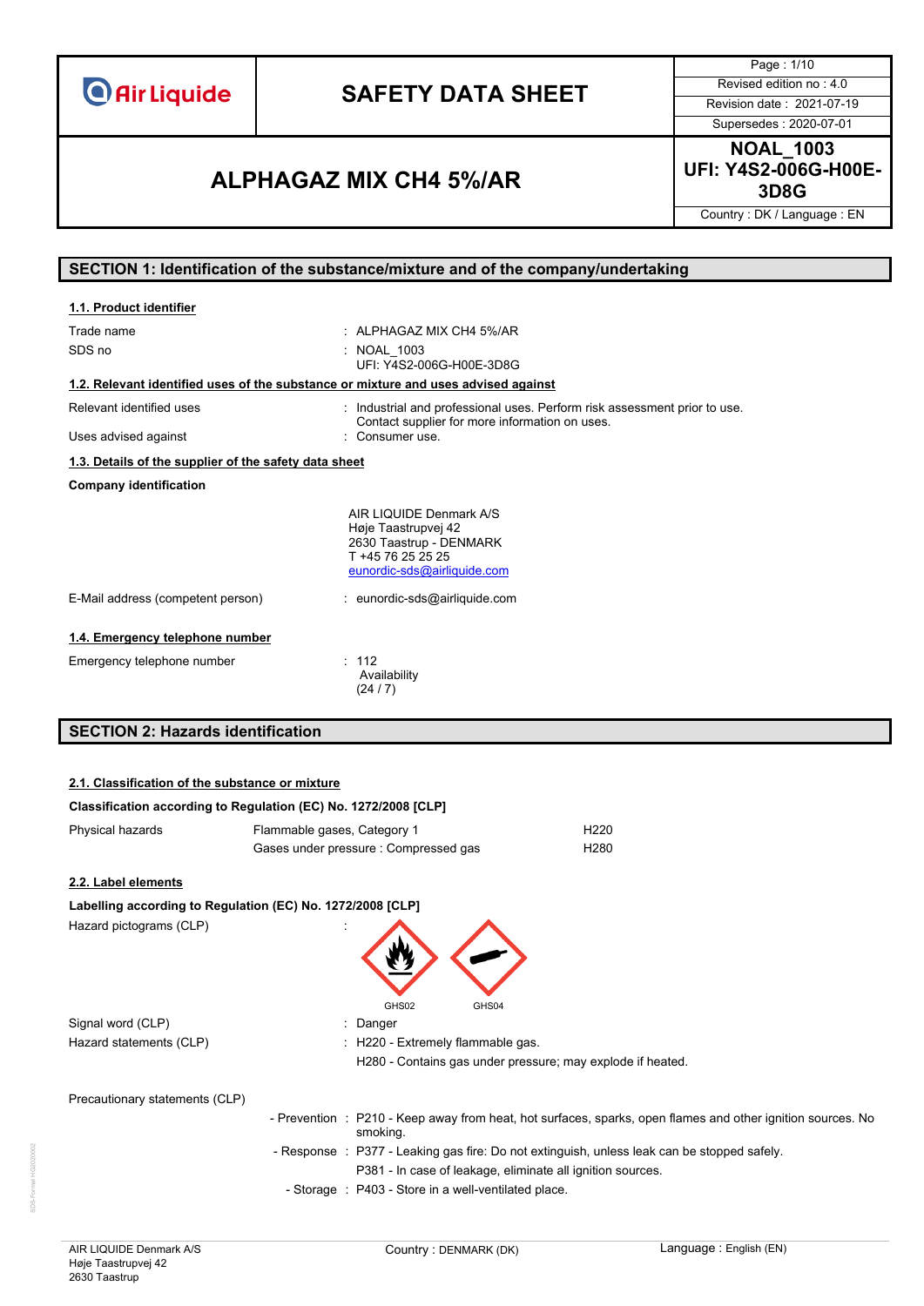# SAFETY DATA SHEET

**ALPHAGAZ MIX CH4 5%/AR**

**NOAL_1003**
**UFI: Y4S2-006G-H00E-3D8G**

Revised edition no : 4.0
Revision date : 2021-07-19
Supersedes : 2020-07-01
Country : DK / Language : EN

## SECTION 1: Identification of the substance/mixture and of the company/undertaking

### 1.1. Product identifier

| | |
|---|---|
| Trade name | : ALPHAGAZ MIX CH4 5%/AR |
| SDS no | : NOAL_1003<br>UFI: Y4S2-006G-H00E-3D8G |

### 1.2. Relevant identified uses of the substance or mixture and uses advised against

| | |
|---|---|
| Relevant identified uses | : Industrial and professional uses. Perform risk assessment prior to use. Contact supplier for more information on uses. |
| Uses advised against | : Consumer use. |

### 1.3. Details of the supplier of the safety data sheet

**Company identification**

AIR LIQUIDE Denmark A/S
Høje Taastrupvej 42
2630 Taastrup - DENMARK
T +45 76 25 25 25
eunordic-sds@airliquide.com

| | |
|---|---|
| E-Mail address (competent person) | : eunordic-sds@airliquide.com |

### 1.4. Emergency telephone number

| | |
|---|---|
| Emergency telephone number | : 112<br>Availability<br>(24 / 7) |

## SECTION 2: Hazards identification

### 2.1. Classification of the substance or mixture

**Classification according to Regulation (EC) No. 1272/2008 [CLP]**

| | | |
|---|---|---|
| Physical hazards | Flammable gases, Category 1 | H220 |
| | Gases under pressure : Compressed gas | H280 |

### 2.2. Label elements

**Labelling according to Regulation (EC) No. 1272/2008 [CLP]**

Hazard pictograms (CLP) :

GHS02 GHS04

| | |
|---|---|
| Signal word (CLP) | : Danger |
| Hazard statements (CLP) | : H220 - Extremely flammable gas.<br>H280 - Contains gas under pressure; may explode if heated. |

Precautionary statements (CLP)

| | |
|---|---|
| - Prevention | : P210 - Keep away from heat, hot surfaces, sparks, open flames and other ignition sources. No smoking. |
| - Response | : P377 - Leaking gas fire: Do not extinguish, unless leak can be stopped safely.<br>P381 - In case of leakage, eliminate all ignition sources. |
| - Storage | : P403 - Store in a well-ventilated place. |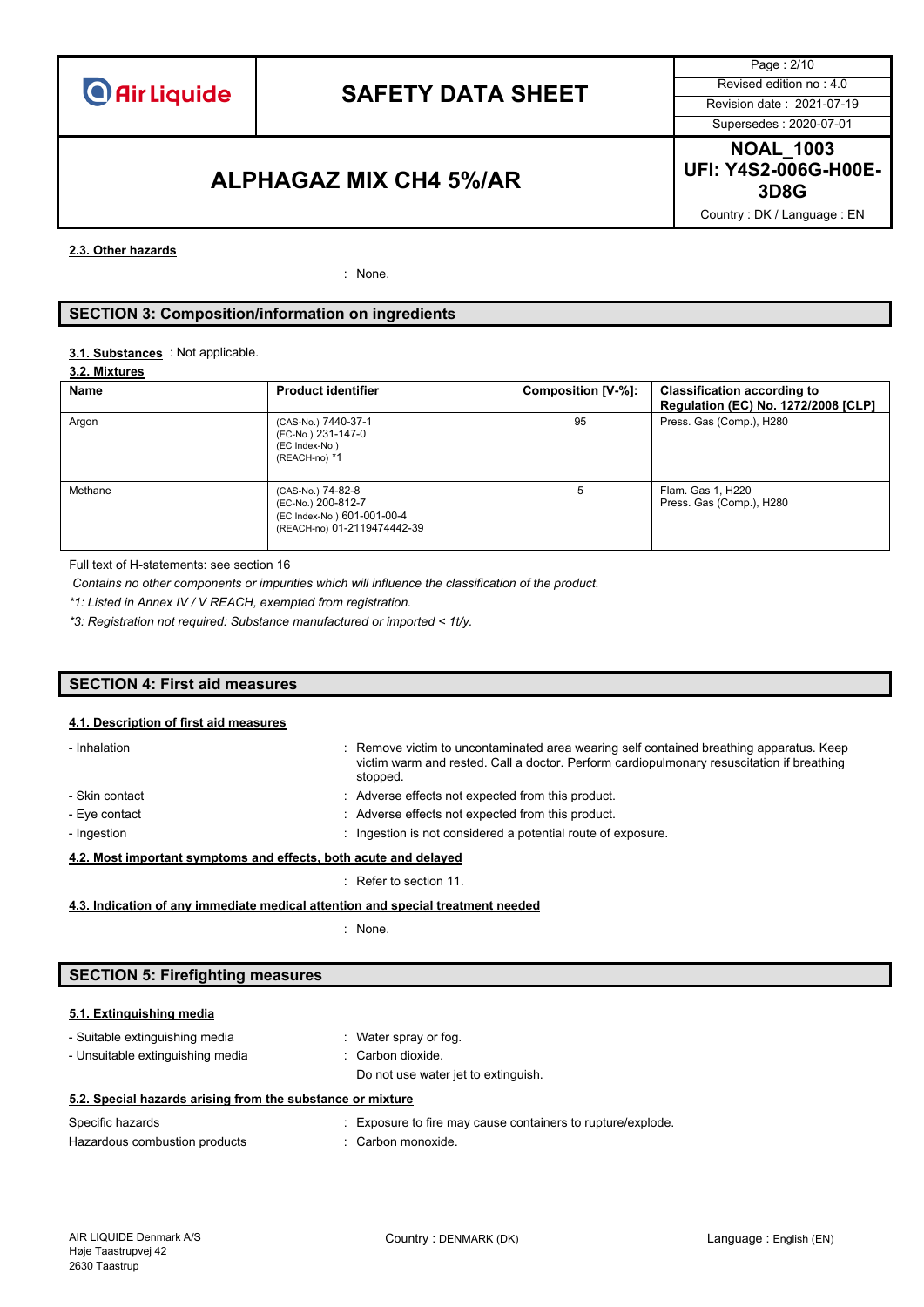#### 2.3. Other hazards

: None.

## SECTION 3: Composition/information on ingredients

**3.1. Substances** : Not applicable.

**3.2. Mixtures**

| Name | Product identifier | Composition [V-%]: | Classification according to Regulation (EC) No. 1272/2008 [CLP] |
|---|---|---|---|
| Argon | (CAS-No.) 7440-37-1<br>(EC-No.) 231-147-0<br>(EC Index-No.)<br>(REACH-no) *1 | 95 | Press. Gas (Comp.), H280 |
| Methane | (CAS-No.) 74-82-8<br>(EC-No.) 200-812-7<br>(EC Index-No.) 601-001-00-4<br>(REACH-no) 01-2119474442-39 | 5 | Flam. Gas 1, H220<br>Press. Gas (Comp.), H280 |

Full text of H-statements: see section 16

*Contains no other components or impurities which will influence the classification of the product.*

*\*1: Listed in Annex IV / V REACH, exempted from registration.*

*\*3: Registration not required: Substance manufactured or imported < 1t/y.*

## SECTION 4: First aid measures

#### 4.1. Description of first aid measures

- Inhalation : Remove victim to uncontaminated area wearing self contained breathing apparatus. Keep victim warm and rested. Call a doctor. Perform cardiopulmonary resuscitation if breathing stopped.
- Skin contact : Adverse effects not expected from this product.
- Eye contact : Adverse effects not expected from this product.
- Ingestion : Ingestion is not considered a potential route of exposure.

#### 4.2. Most important symptoms and effects, both acute and delayed

: Refer to section 11.

#### 4.3. Indication of any immediate medical attention and special treatment needed

: None.

## SECTION 5: Firefighting measures

#### 5.1. Extinguishing media

- Suitable extinguishing media : Water spray or fog.
- Unsuitable extinguishing media : Carbon dioxide.
  Do not use water jet to extinguish.

#### 5.2. Special hazards arising from the substance or mixture

Specific hazards : Exposure to fire may cause containers to rupture/explode.

Hazardous combustion products : Carbon monoxide.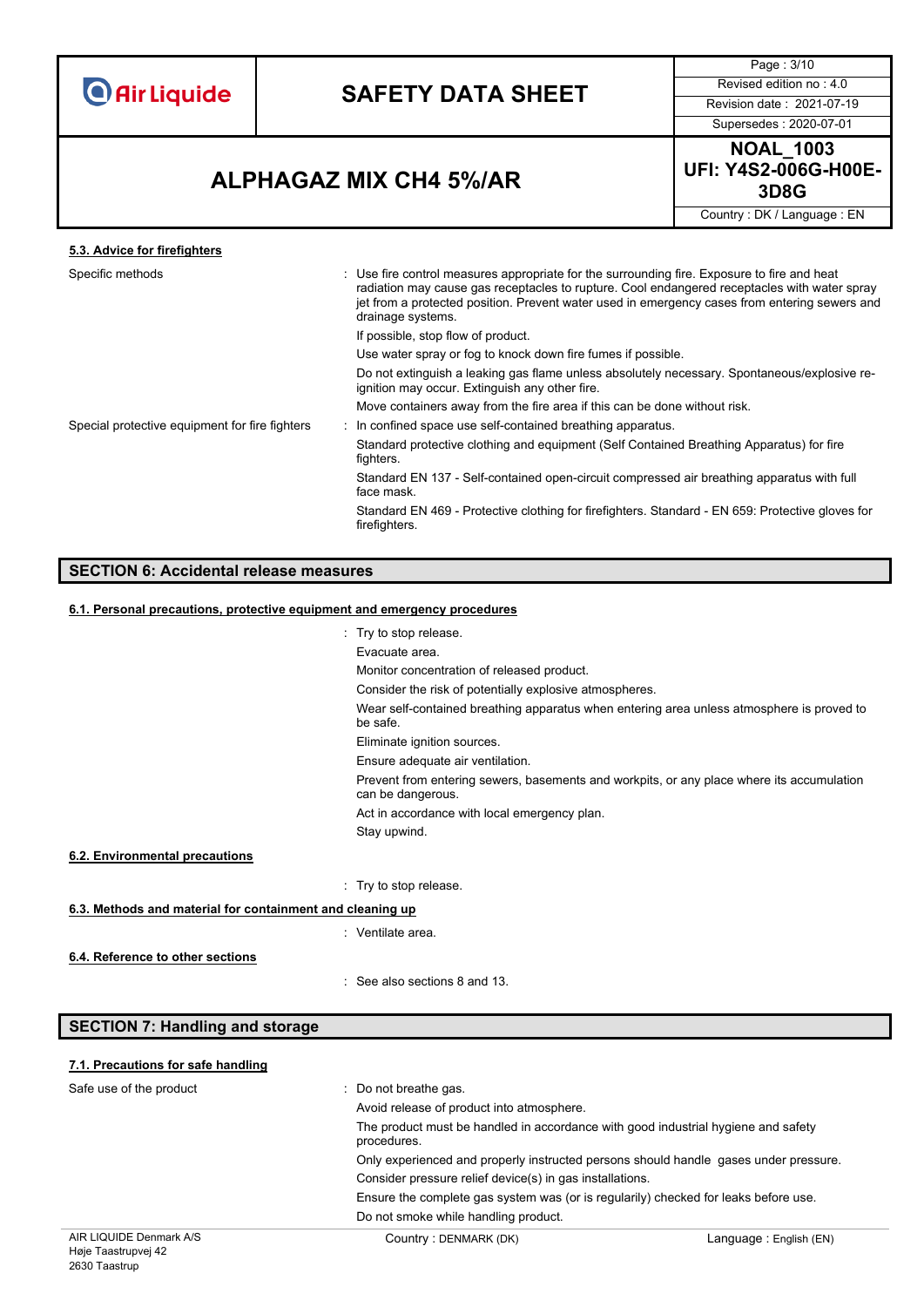### 5.3. Advice for firefighters

Specific methods : Use fire control measures appropriate for the surrounding fire. Exposure to fire and heat radiation may cause gas receptacles to rupture. Cool endangered receptacles with water spray jet from a protected position. Prevent water used in emergency cases from entering sewers and drainage systems.

If possible, stop flow of product.

Use water spray or fog to knock down fire fumes if possible.

Do not extinguish a leaking gas flame unless absolutely necessary. Spontaneous/explosive re-ignition may occur. Extinguish any other fire.

Move containers away from the fire area if this can be done without risk.

Special protective equipment for fire fighters : In confined space use self-contained breathing apparatus.

Standard protective clothing and equipment (Self Contained Breathing Apparatus) for fire fighters.

Standard EN 137 - Self-contained open-circuit compressed air breathing apparatus with full face mask.

Standard EN 469 - Protective clothing for firefighters. Standard - EN 659: Protective gloves for firefighters.

## SECTION 6: Accidental release measures

### 6.1. Personal precautions, protective equipment and emergency procedures

: Try to stop release.

Evacuate area.

Monitor concentration of released product.

Consider the risk of potentially explosive atmospheres.

Wear self-contained breathing apparatus when entering area unless atmosphere is proved to be safe.

Eliminate ignition sources.

Ensure adequate air ventilation.

Prevent from entering sewers, basements and workpits, or any place where its accumulation can be dangerous.

Act in accordance with local emergency plan.

Stay upwind.

### 6.2. Environmental precautions

: Try to stop release.

### 6.3. Methods and material for containment and cleaning up

: Ventilate area.

### 6.4. Reference to other sections

: See also sections 8 and 13.

## SECTION 7: Handling and storage

### 7.1. Precautions for safe handling

Safe use of the product : Do not breathe gas.

Avoid release of product into atmosphere.

The product must be handled in accordance with good industrial hygiene and safety procedures.

Only experienced and properly instructed persons should handle gases under pressure.

Consider pressure relief device(s) in gas installations.

Ensure the complete gas system was (or is regularly) checked for leaks before use.

Do not smoke while handling product.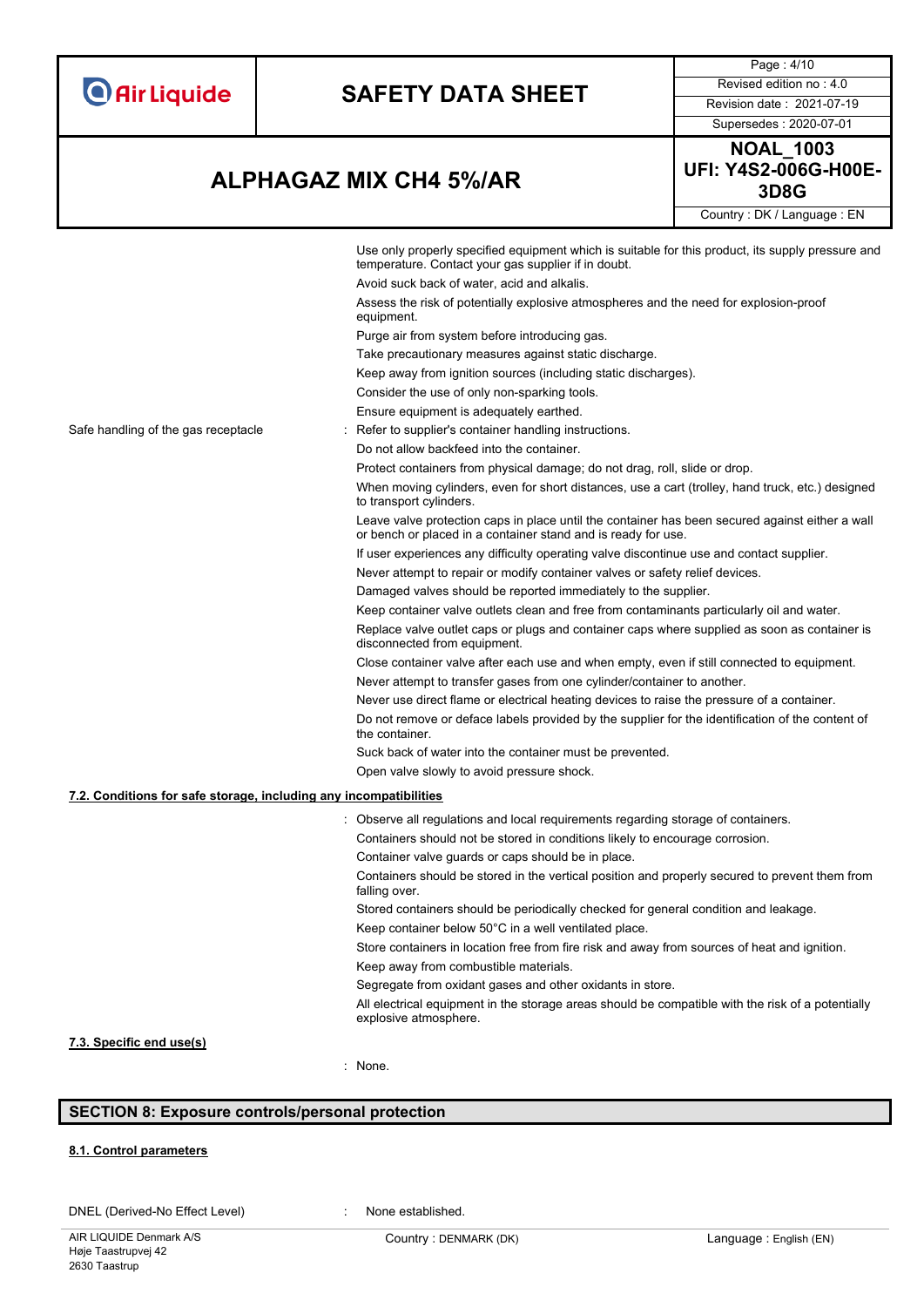Use only properly specified equipment which is suitable for this product, its supply pressure and temperature. Contact your gas supplier if in doubt.

Avoid suck back of water, acid and alkalis.

Assess the risk of potentially explosive atmospheres and the need for explosion-proof equipment.

Purge air from system before introducing gas.

Take precautionary measures against static discharge.

Keep away from ignition sources (including static discharges).

Consider the use of only non-sparking tools.

Ensure equipment is adequately earthed.

Safe handling of the gas receptacle : Refer to supplier's container handling instructions.

Do not allow backfeed into the container.

Protect containers from physical damage; do not drag, roll, slide or drop.

When moving cylinders, even for short distances, use a cart (trolley, hand truck, etc.) designed to transport cylinders.

Leave valve protection caps in place until the container has been secured against either a wall or bench or placed in a container stand and is ready for use.

If user experiences any difficulty operating valve discontinue use and contact supplier.

Never attempt to repair or modify container valves or safety relief devices.

Damaged valves should be reported immediately to the supplier.

Keep container valve outlets clean and free from contaminants particularly oil and water.

Replace valve outlet caps or plugs and container caps where supplied as soon as container is disconnected from equipment.

Close container valve after each use and when empty, even if still connected to equipment.

Never attempt to transfer gases from one cylinder/container to another.

Never use direct flame or electrical heating devices to raise the pressure of a container.

Do not remove or deface labels provided by the supplier for the identification of the content of the container.

Suck back of water into the container must be prevented.

Open valve slowly to avoid pressure shock.

### 7.2. Conditions for safe storage, including any incompatibilities

: Observe all regulations and local requirements regarding storage of containers.

Containers should not be stored in conditions likely to encourage corrosion.

Container valve guards or caps should be in place.

Containers should be stored in the vertical position and properly secured to prevent them from falling over.

Stored containers should be periodically checked for general condition and leakage.

Keep container below 50°C in a well ventilated place.

Store containers in location free from fire risk and away from sources of heat and ignition.

Keep away from combustible materials.

Segregate from oxidant gases and other oxidants in store.

All electrical equipment in the storage areas should be compatible with the risk of a potentially explosive atmosphere.

### 7.3. Specific end use(s)

: None.

## SECTION 8: Exposure controls/personal protection

### 8.1. Control parameters

DNEL (Derived-No Effect Level) : None established.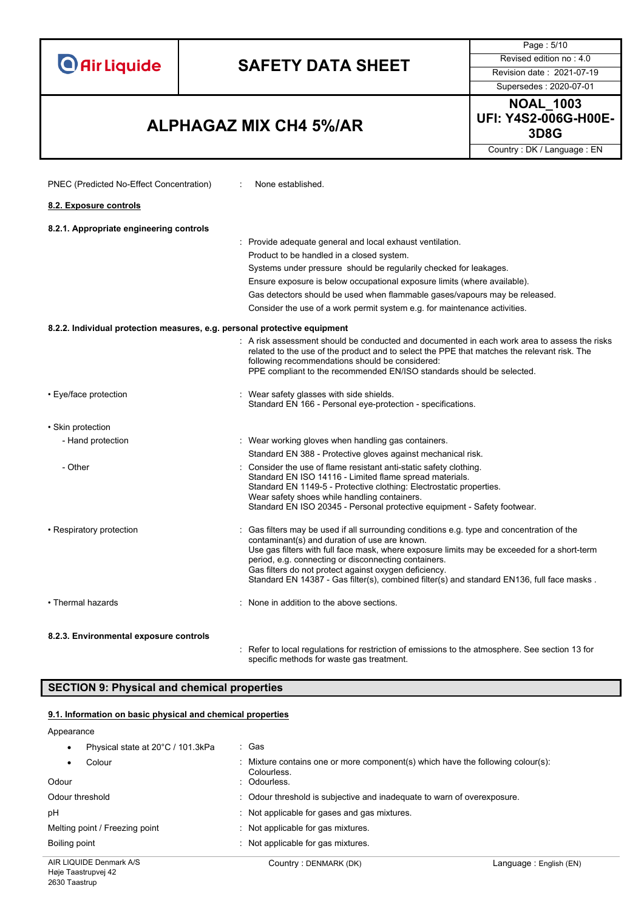PNEC (Predicted No-Effect Concentration) : None established.

### 8.2. Exposure controls

#### 8.2.1. Appropriate engineering controls

: Provide adequate general and local exhaust ventilation.

Product to be handled in a closed system.

Systems under pressure should be regularly checked for leakages.

Ensure exposure is below occupational exposure limits (where available).

Gas detectors should be used when flammable gases/vapours may be released.

Consider the use of a work permit system e.g. for maintenance activities.

#### 8.2.2. Individual protection measures, e.g. personal protective equipment

: A risk assessment should be conducted and documented in each work area to assess the risks related to the use of the product and to select the PPE that matches the relevant risk. The following recommendations should be considered:
PPE compliant to the recommended EN/ISO standards should be selected.

• Eye/face protection : Wear safety glasses with side shields.
Standard EN 166 - Personal eye-protection - specifications.

• Skin protection

- Hand protection : Wear working gloves when handling gas containers.
Standard EN 388 - Protective gloves against mechanical risk.

- Other : Consider the use of flame resistant anti-static safety clothing.
Standard EN ISO 14116 - Limited flame spread materials.
Standard EN 1149-5 - Protective clothing: Electrostatic properties.
Wear safety shoes while handling containers.
Standard EN ISO 20345 - Personal protective equipment - Safety footwear.

• Respiratory protection : Gas filters may be used if all surrounding conditions e.g. type and concentration of the contaminant(s) and duration of use are known.
Use gas filters with full face mask, where exposure limits may be exceeded for a short-term period, e.g. connecting or disconnecting containers.
Gas filters do not protect against oxygen deficiency.
Standard EN 14387 - Gas filter(s), combined filter(s) and standard EN136, full face masks .

• Thermal hazards : None in addition to the above sections.

#### 8.2.3. Environmental exposure controls

: Refer to local regulations for restriction of emissions to the atmosphere. See section 13 for specific methods for waste gas treatment.

## SECTION 9: Physical and chemical properties

### 9.1. Information on basic physical and chemical properties

Appearance

- Physical state at 20°C / 101.3kPa : Gas
- Colour : Mixture contains one or more component(s) which have the following colour(s): Colourless.

Odour : Odourless.

Odour threshold : Odour threshold is subjective and inadequate to warn of overexposure.

pH : Not applicable for gases and gas mixtures.

Melting point / Freezing point : Not applicable for gas mixtures.

Boiling point : Not applicable for gas mixtures.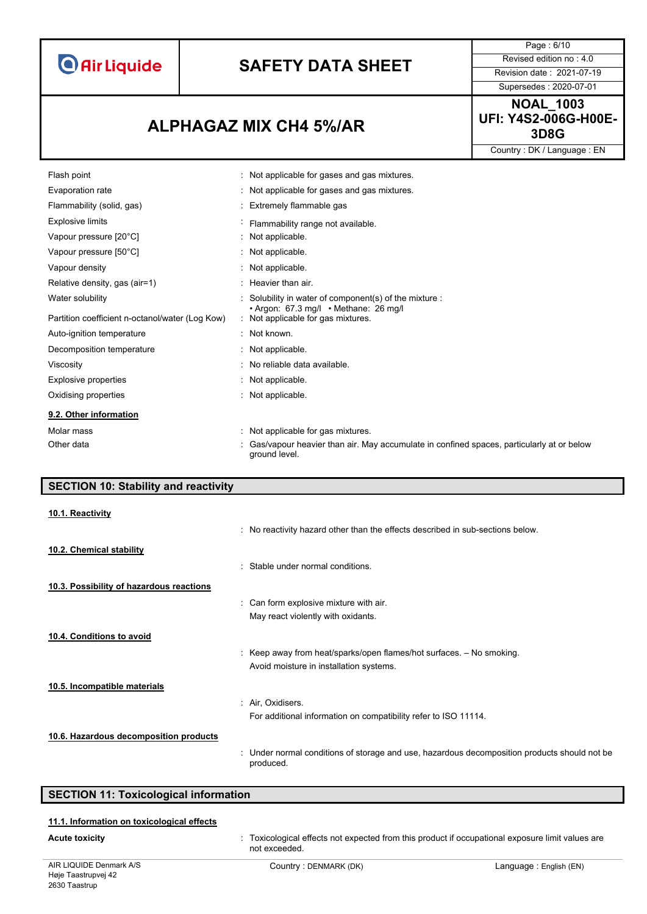| | |
|---|---|
| Flash point | : Not applicable for gases and gas mixtures. |
| Evaporation rate | : Not applicable for gases and gas mixtures. |
| Flammability (solid, gas) | : Extremely flammable gas |
| Explosive limits | : Flammability range not available. |
| Vapour pressure [20°C] | : Not applicable. |
| Vapour pressure [50°C] | : Not applicable. |
| Vapour density | : Not applicable. |
| Relative density, gas (air=1) | : Heavier than air. |
| Water solubility | : Solubility in water of component(s) of the mixture : • Argon: 67.3 mg/l • Methane: 26 mg/l |
| Partition coefficient n-octanol/water (Log Kow) | : Not applicable for gas mixtures. |
| Auto-ignition temperature | : Not known. |
| Decomposition temperature | : Not applicable. |
| Viscosity | : No reliable data available. |
| Explosive properties | : Not applicable. |
| Oxidising properties | : Not applicable. |

### 9.2. Other information

| | |
|---|---|
| Molar mass | : Not applicable for gas mixtures. |
| Other data | : Gas/vapour heavier than air. May accumulate in confined spaces, particularly at or below ground level. |

## SECTION 10: Stability and reactivity

### 10.1. Reactivity

: No reactivity hazard other than the effects described in sub-sections below.

### 10.2. Chemical stability

: Stable under normal conditions.

### 10.3. Possibility of hazardous reactions

: Can form explosive mixture with air.

May react violently with oxidants.

### 10.4. Conditions to avoid

: Keep away from heat/sparks/open flames/hot surfaces. – No smoking.

Avoid moisture in installation systems.

### 10.5. Incompatible materials

: Air, Oxidisers.

For additional information on compatibility refer to ISO 11114.

### 10.6. Hazardous decomposition products

: Under normal conditions of storage and use, hazardous decomposition products should not be produced.

## SECTION 11: Toxicological information

### 11.1. Information on toxicological effects

**Acute toxicity** : Toxicological effects not expected from this product if occupational exposure limit values are not exceeded.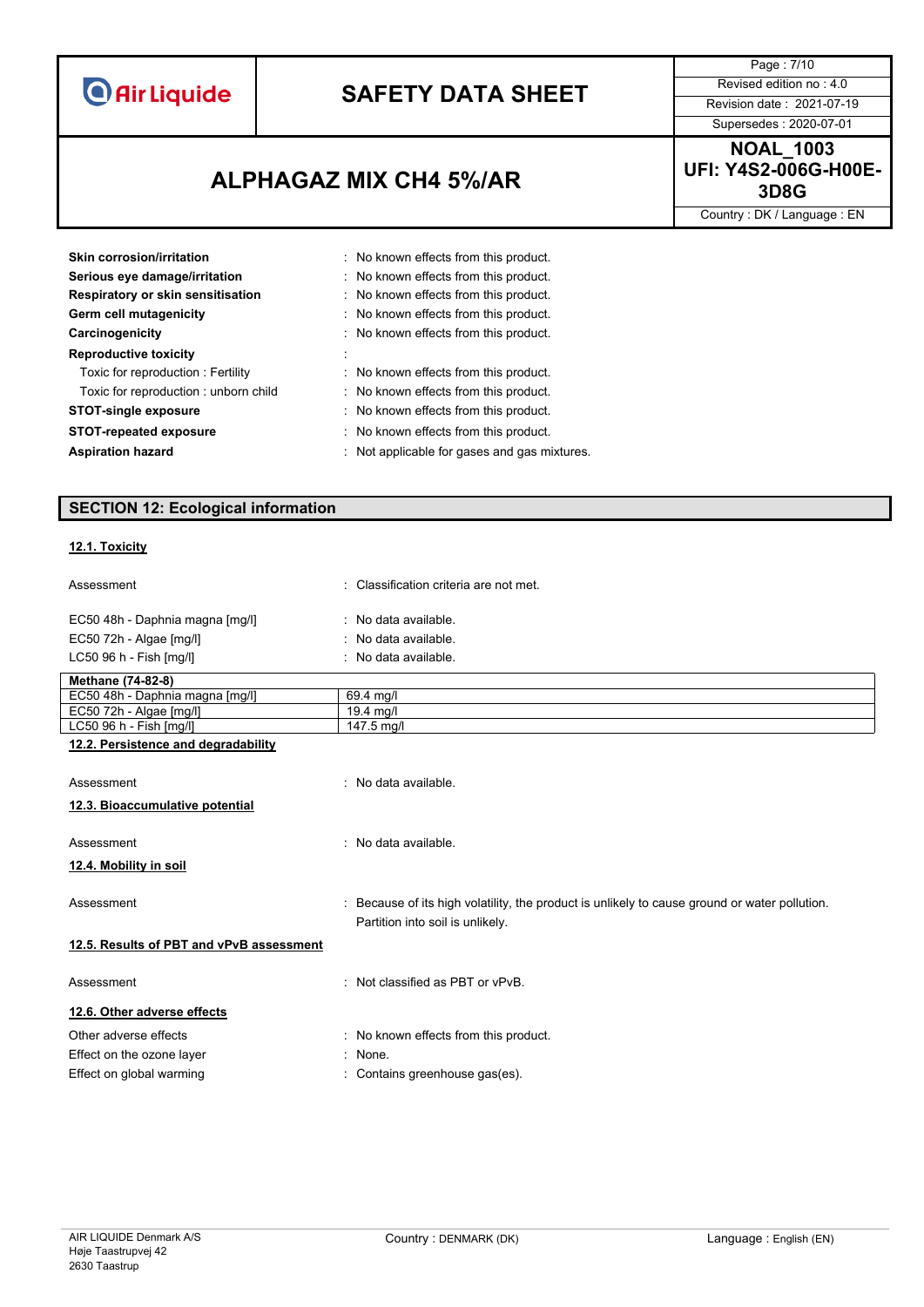| | | |
|---|---|---|
| **Skin corrosion/irritation** | : | No known effects from this product. |
| **Serious eye damage/irritation** | : | No known effects from this product. |
| **Respiratory or skin sensitisation** | : | No known effects from this product. |
| **Germ cell mutagenicity** | : | No known effects from this product. |
| **Carcinogenicity** | : | No known effects from this product. |
| **Reproductive toxicity** | : | |
| Toxic for reproduction : Fertility | : | No known effects from this product. |
| Toxic for reproduction : unborn child | : | No known effects from this product. |
| **STOT-single exposure** | : | No known effects from this product. |
| **STOT-repeated exposure** | : | No known effects from this product. |
| **Aspiration hazard** | : | Not applicable for gases and gas mixtures. |

## SECTION 12: Ecological information

### 12.1. Toxicity

Assessment : Classification criteria are not met.

EC50 48h - Daphnia magna [mg/l] : No data available.
EC50 72h - Algae [mg/l] : No data available.
LC50 96 h - Fish [mg/l] : No data available.

| **Methane (74-82-8)** | |
|---|---|
| EC50 48h - Daphnia magna [mg/l] | 69.4 mg/l |
| EC50 72h - Algae [mg/l] | 19.4 mg/l |
| LC50 96 h - Fish [mg/l] | 147.5 mg/l |

### 12.2. Persistence and degradability

Assessment : No data available.

### 12.3. Bioaccumulative potential

Assessment : No data available.

### 12.4. Mobility in soil

Assessment : Because of its high volatility, the product is unlikely to cause ground or water pollution. Partition into soil is unlikely.

### 12.5. Results of PBT and vPvB assessment

Assessment : Not classified as PBT or vPvB.

### 12.6. Other adverse effects

Other adverse effects : No known effects from this product.
Effect on the ozone layer : None.
Effect on global warming : Contains greenhouse gas(es).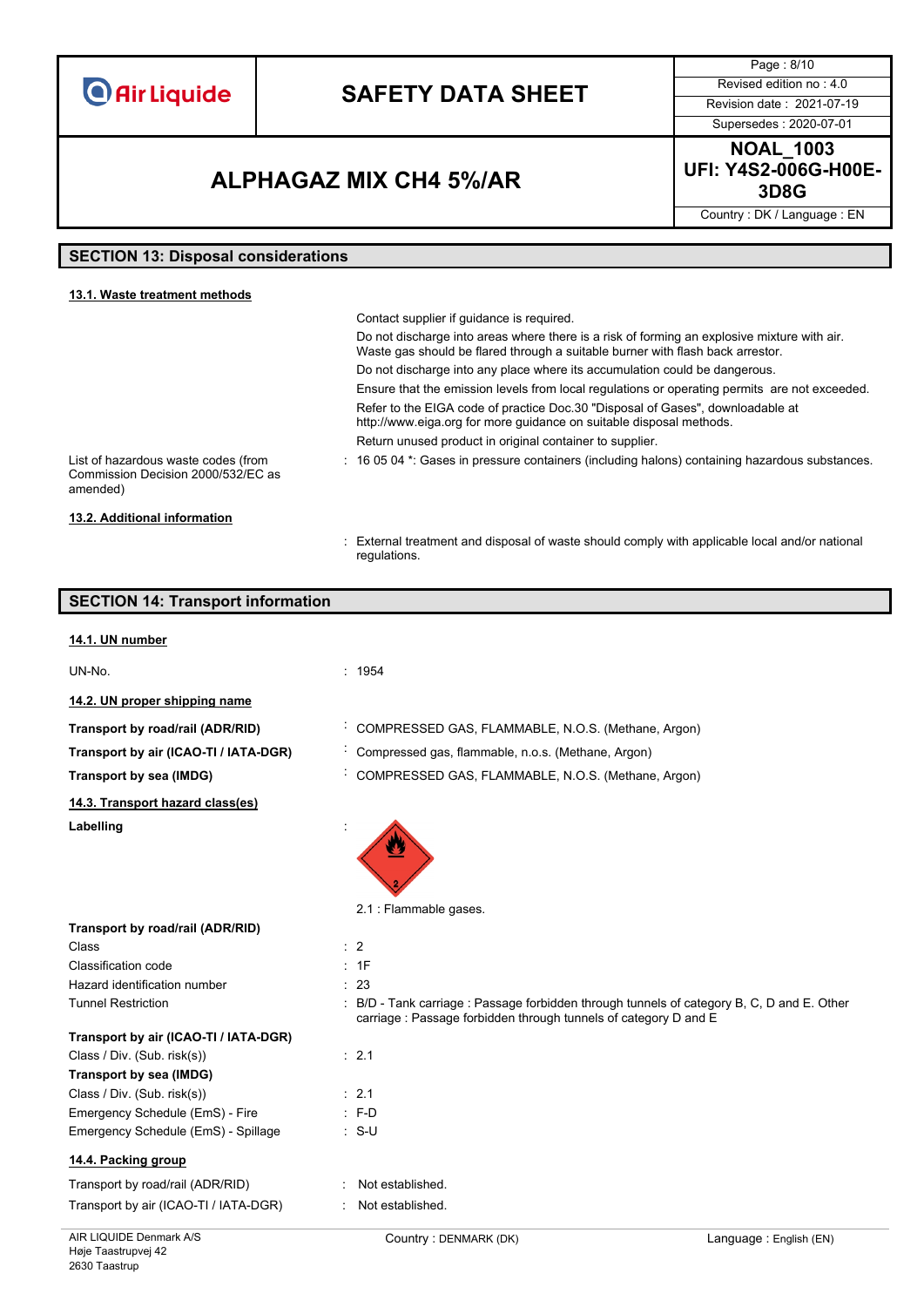## SECTION 13: Disposal considerations

### 13.1. Waste treatment methods

Contact supplier if guidance is required.

Do not discharge into areas where there is a risk of forming an explosive mixture with air. Waste gas should be flared through a suitable burner with flash back arrestor.

Do not discharge into any place where its accumulation could be dangerous.

Ensure that the emission levels from local regulations or operating permits are not exceeded.

Refer to the EIGA code of practice Doc.30 "Disposal of Gases", downloadable at http://www.eiga.org for more guidance on suitable disposal methods.

Return unused product in original container to supplier.

List of hazardous waste codes (from Commission Decision 2000/532/EC as amended) : 16 05 04 *: Gases in pressure containers (including halons) containing hazardous substances.

### 13.2. Additional information

: External treatment and disposal of waste should comply with applicable local and/or national regulations.

## SECTION 14: Transport information

### 14.1. UN number

UN-No. : 1954

### 14.2. UN proper shipping name

**Transport by road/rail (ADR/RID)** : COMPRESSED GAS, FLAMMABLE, N.O.S. (Methane, Argon)

**Transport by air (ICAO-TI / IATA-DGR)** : Compressed gas, flammable, n.o.s. (Methane, Argon)

**Transport by sea (IMDG)** : COMPRESSED GAS, FLAMMABLE, N.O.S. (Methane, Argon)

### 14.3. Transport hazard class(es)

**Labelling** :

2.1 : Flammable gases.

**Transport by road/rail (ADR/RID)**

Class : 2

Classification code : 1F

Hazard identification number : 23

Tunnel Restriction : B/D - Tank carriage : Passage forbidden through tunnels of category B, C, D and E. Other carriage : Passage forbidden through tunnels of category D and E

**Transport by air (ICAO-TI / IATA-DGR)**

Class / Div. (Sub. risk(s)) : 2.1

**Transport by sea (IMDG)**

Class / Div. (Sub. risk(s)) : 2.1

Emergency Schedule (EmS) - Fire : F-D

Emergency Schedule (EmS) - Spillage : S-U

### 14.4. Packing group

Transport by road/rail (ADR/RID) : Not established.

Transport by air (ICAO-TI / IATA-DGR) : Not established.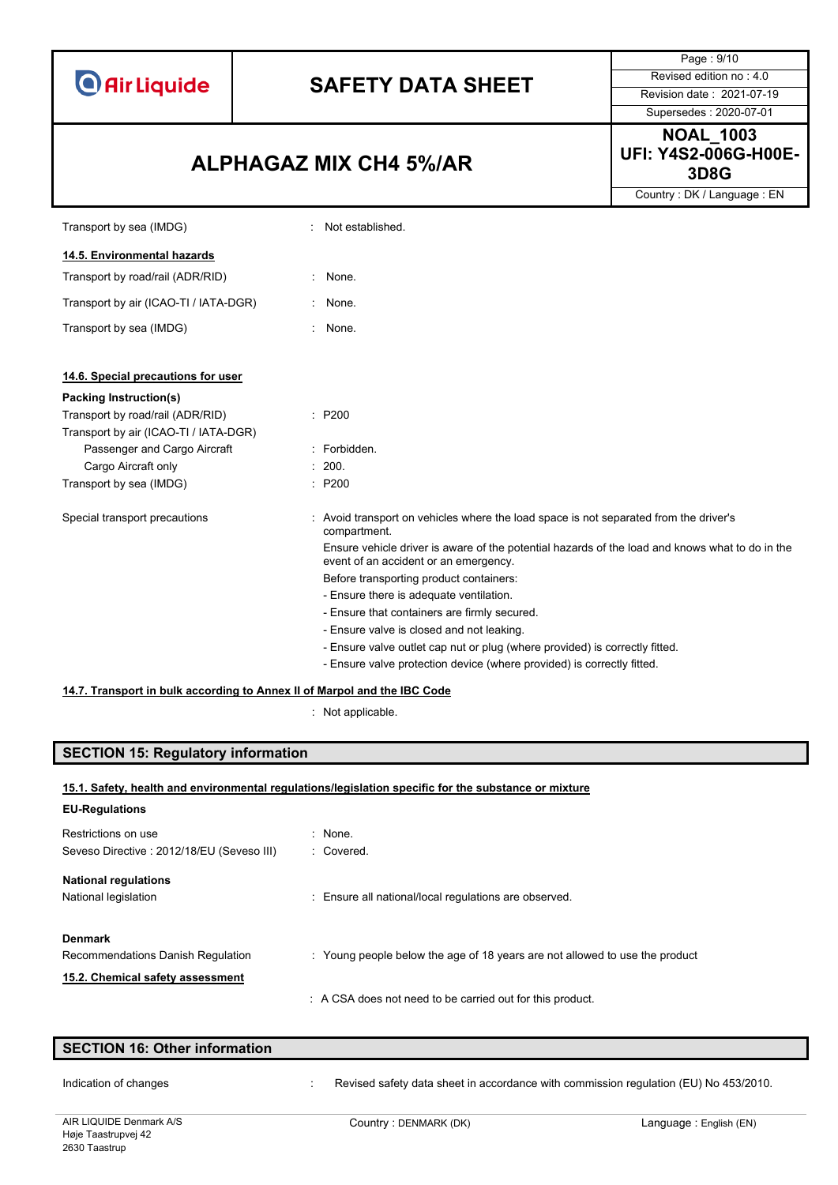Transport by sea (IMDG) : Not established.

**14.5. Environmental hazards**

| | |
|---|---|
| Transport by road/rail (ADR/RID) | : None. |
| Transport by air (ICAO-TI / IATA-DGR) | : None. |
| Transport by sea (IMDG) | : None. |

**14.6. Special precautions for user**

**Packing Instruction(s)**

| | |
|---|---|
| Transport by road/rail (ADR/RID) | : P200 |
| Transport by air (ICAO-TI / IATA-DGR) | |
| Passenger and Cargo Aircraft | : Forbidden. |
| Cargo Aircraft only | : 200. |
| Transport by sea (IMDG) | : P200 |

Special transport precautions : Avoid transport on vehicles where the load space is not separated from the driver's compartment.

Ensure vehicle driver is aware of the potential hazards of the load and knows what to do in the event of an accident or an emergency.

Before transporting product containers:

- Ensure there is adequate ventilation.
- Ensure that containers are firmly secured.
- Ensure valve is closed and not leaking.
- Ensure valve outlet cap nut or plug (where provided) is correctly fitted.
- Ensure valve protection device (where provided) is correctly fitted.

**14.7. Transport in bulk according to Annex II of Marpol and the IBC Code**

: Not applicable.

## SECTION 15: Regulatory information

**15.1. Safety, health and environmental regulations/legislation specific for the substance or mixture**

**EU-Regulations**

| | |
|---|---|
| Restrictions on use | : None. |
| Seveso Directive : 2012/18/EU (Seveso III) | : Covered. |

**National regulations**

National legislation : Ensure all national/local regulations are observed.

**Denmark**

Recommendations Danish Regulation : Young people below the age of 18 years are not allowed to use the product

**15.2. Chemical safety assessment**

: A CSA does not need to be carried out for this product.

## SECTION 16: Other information

Indication of changes : Revised safety data sheet in accordance with commission regulation (EU) No 453/2010.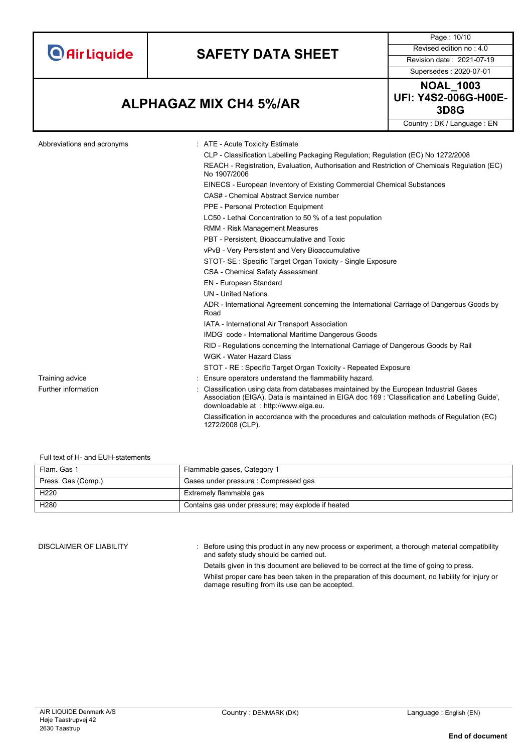Abbreviations and acronyms : ATE - Acute Toxicity Estimate

CLP - Classification Labelling Packaging Regulation; Regulation (EC) No 1272/2008

REACH - Registration, Evaluation, Authorisation and Restriction of Chemicals Regulation (EC) No 1907/2006

EINECS - European Inventory of Existing Commercial Chemical Substances

CAS# - Chemical Abstract Service number

PPE - Personal Protection Equipment

LC50 - Lethal Concentration to 50 % of a test population

RMM - Risk Management Measures

PBT - Persistent, Bioaccumulative and Toxic

vPvB - Very Persistent and Very Bioaccumulative

STOT- SE : Specific Target Organ Toxicity - Single Exposure

CSA - Chemical Safety Assessment

EN - European Standard

UN - United Nations

ADR - International Agreement concerning the International Carriage of Dangerous Goods by Road

IATA - International Air Transport Association

IMDG code - International Maritime Dangerous Goods

RID - Regulations concerning the International Carriage of Dangerous Goods by Rail

WGK - Water Hazard Class

STOT - RE : Specific Target Organ Toxicity - Repeated Exposure

Training advice : Ensure operators understand the flammability hazard.

Further information : Classification using data from databases maintained by the European Industrial Gases Association (EIGA). Data is maintained in EIGA doc 169 : 'Classification and Labelling Guide', downloadable at : http://www.eiga.eu.

Classification in accordance with the procedures and calculation methods of Regulation (EC) 1272/2008 (CLP).

Full text of H- and EUH-statements

| | |
|---|---|
| Flam. Gas 1 | Flammable gases, Category 1 |
| Press. Gas (Comp.) | Gases under pressure : Compressed gas |
| H220 | Extremely flammable gas |
| H280 | Contains gas under pressure; may explode if heated |

DISCLAIMER OF LIABILITY : Before using this product in any new process or experiment, a thorough material compatibility and safety study should be carried out.

Details given in this document are believed to be correct at the time of going to press.

Whilst proper care has been taken in the preparation of this document, no liability for injury or damage resulting from its use can be accepted.

**End of document**